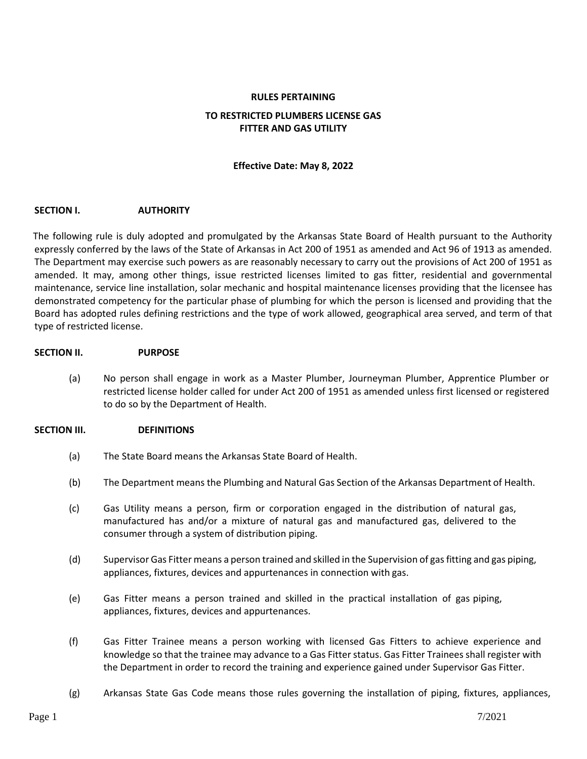**RULES PERTAINING**

**TO RESTRICTED PLUMBERS LICENSE GAS FITTER AND GAS UTILITY**

**Effective Date: May 8, 2022**

## SECTION I. AUTHORITY

The following rule is duly adopted and promulgated by the Arkansas State Board of Health pursuant to the Authority expressly conferred by the laws of the State of Arkansas in Act 200 of 1951 as amended and Act 96 of 1913 as amended. The Department may exercise such powers as are reasonably necessary to carry out the provisions of Act 200 of 1951 as amended. It may, among other things, issue restricted licenses limited to gas fitter, residential and governmental maintenance, service line installation, solar mechanic and hospital maintenance licenses providing that the licensee has demonstrated competency for the particular phase of plumbing for which the person is licensed and providing that the Board has adopted rules defining restrictions and the type of work allowed, geographical area served, and term of that type of restricted license.

## SECTION II. PURPOSE

(a) No person shall engage in work as a Master Plumber, Journeyman Plumber, Apprentice Plumber or restricted license holder called for under Act 200 of 1951 as amended unless first licensed or registered to do so by the Department of Health.

## SECTION III. DEFINITIONS

(a) The State Board means the Arkansas State Board of Health.

(b) The Department means the Plumbing and Natural Gas Section of the Arkansas Department of Health.

(c) Gas Utility means a person, firm or corporation engaged in the distribution of natural gas, manufactured has and/or a mixture of natural gas and manufactured gas, delivered to the consumer through a system of distribution piping.

(d) Supervisor Gas Fitter means a person trained and skilled in the Supervision of gas fitting and gas piping, appliances, fixtures, devices and appurtenances in connection with gas.

(e) Gas Fitter means a person trained and skilled in the practical installation of gas piping, appliances, fixtures, devices and appurtenances.

(f) Gas Fitter Trainee means a person working with licensed Gas Fitters to achieve experience and knowledge so that the trainee may advance to a Gas Fitter status. Gas Fitter Trainees shall register with the Department in order to record the training and experience gained under Supervisor Gas Fitter.

(g) Arkansas State Gas Code means those rules governing the installation of piping, fixtures, appliances,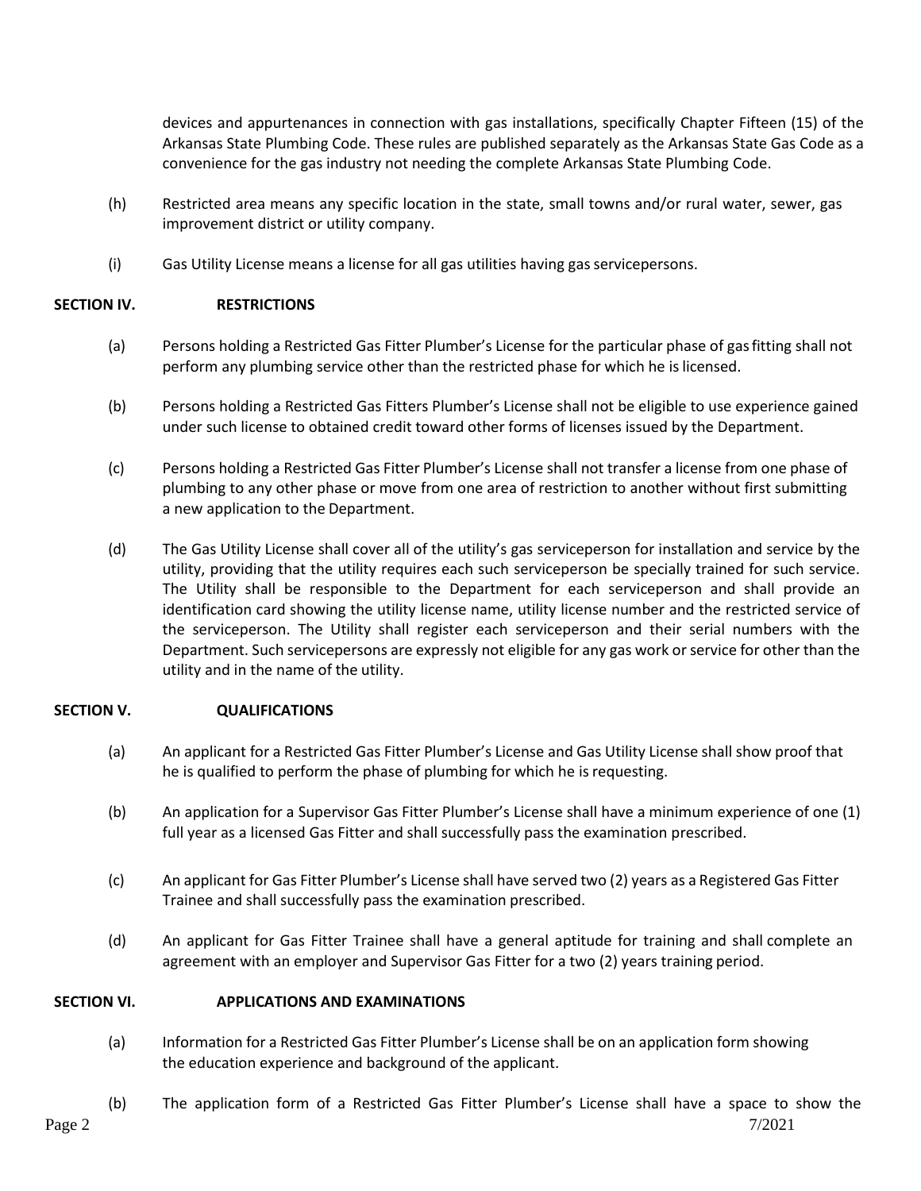devices and appurtenances in connection with gas installations, specifically Chapter Fifteen (15) of the Arkansas State Plumbing Code. These rules are published separately as the Arkansas State Gas Code as a convenience for the gas industry not needing the complete Arkansas State Plumbing Code.

(h) Restricted area means any specific location in the state, small towns and/or rural water, sewer, gas improvement district or utility company.

(i) Gas Utility License means a license for all gas utilities having gas servicepersons.

## SECTION IV. RESTRICTIONS

(a) Persons holding a Restricted Gas Fitter Plumber's License for the particular phase of gas fitting shall not perform any plumbing service other than the restricted phase for which he is licensed.

(b) Persons holding a Restricted Gas Fitters Plumber's License shall not be eligible to use experience gained under such license to obtained credit toward other forms of licenses issued by the Department.

(c) Persons holding a Restricted Gas Fitter Plumber's License shall not transfer a license from one phase of plumbing to any other phase or move from one area of restriction to another without first submitting a new application to the Department.

(d) The Gas Utility License shall cover all of the utility's gas serviceperson for installation and service by the utility, providing that the utility requires each such serviceperson be specially trained for such service. The Utility shall be responsible to the Department for each serviceperson and shall provide an identification card showing the utility license name, utility license number and the restricted service of the serviceperson. The Utility shall register each serviceperson and their serial numbers with the Department. Such servicepersons are expressly not eligible for any gas work or service for other than the utility and in the name of the utility.

## SECTION V. QUALIFICATIONS

(a) An applicant for a Restricted Gas Fitter Plumber's License and Gas Utility License shall show proof that he is qualified to perform the phase of plumbing for which he is requesting.

(b) An application for a Supervisor Gas Fitter Plumber's License shall have a minimum experience of one (1) full year as a licensed Gas Fitter and shall successfully pass the examination prescribed.

(c) An applicant for Gas Fitter Plumber's License shall have served two (2) years as a Registered Gas Fitter Trainee and shall successfully pass the examination prescribed.

(d) An applicant for Gas Fitter Trainee shall have a general aptitude for training and shall complete an agreement with an employer and Supervisor Gas Fitter for a two (2) years training period.

## SECTION VI. APPLICATIONS AND EXAMINATIONS

(a) Information for a Restricted Gas Fitter Plumber's License shall be on an application form showing the education experience and background of the applicant.

(b) The application form of a Restricted Gas Fitter Plumber's License shall have a space to show the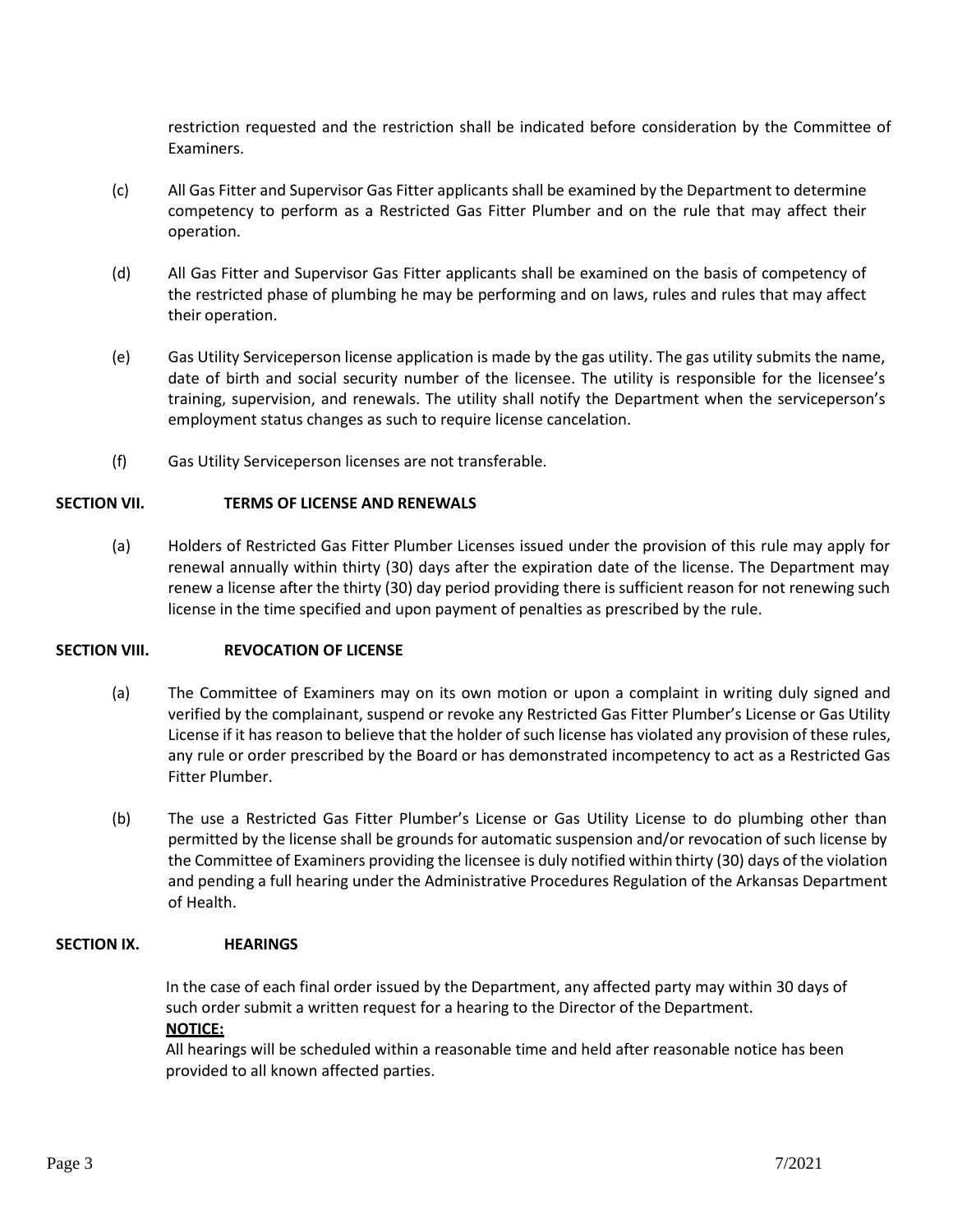restriction requested and the restriction shall be indicated before consideration by the Committee of Examiners.

(c) All Gas Fitter and Supervisor Gas Fitter applicants shall be examined by the Department to determine competency to perform as a Restricted Gas Fitter Plumber and on the rule that may affect their operation.

(d) All Gas Fitter and Supervisor Gas Fitter applicants shall be examined on the basis of competency of the restricted phase of plumbing he may be performing and on laws, rules and rules that may affect their operation.

(e) Gas Utility Serviceperson license application is made by the gas utility. The gas utility submits the name, date of birth and social security number of the licensee. The utility is responsible for the licensee's training, supervision, and renewals. The utility shall notify the Department when the serviceperson's employment status changes as such to require license cancelation.

(f) Gas Utility Serviceperson licenses are not transferable.

## SECTION VII. TERMS OF LICENSE AND RENEWALS

(a) Holders of Restricted Gas Fitter Plumber Licenses issued under the provision of this rule may apply for renewal annually within thirty (30) days after the expiration date of the license. The Department may renew a license after the thirty (30) day period providing there is sufficient reason for not renewing such license in the time specified and upon payment of penalties as prescribed by the rule.

## SECTION VIII. REVOCATION OF LICENSE

(a) The Committee of Examiners may on its own motion or upon a complaint in writing duly signed and verified by the complainant, suspend or revoke any Restricted Gas Fitter Plumber's License or Gas Utility License if it has reason to believe that the holder of such license has violated any provision of these rules, any rule or order prescribed by the Board or has demonstrated incompetency to act as a Restricted Gas Fitter Plumber.

(b) The use a Restricted Gas Fitter Plumber's License or Gas Utility License to do plumbing other than permitted by the license shall be grounds for automatic suspension and/or revocation of such license by the Committee of Examiners providing the licensee is duly notified within thirty (30) days of the violation and pending a full hearing under the Administrative Procedures Regulation of the Arkansas Department of Health.

## SECTION IX. HEARINGS

In the case of each final order issued by the Department, any affected party may within 30 days of such order submit a written request for a hearing to the Director of the Department.

**NOTICE:**

All hearings will be scheduled within a reasonable time and held after reasonable notice has been provided to all known affected parties.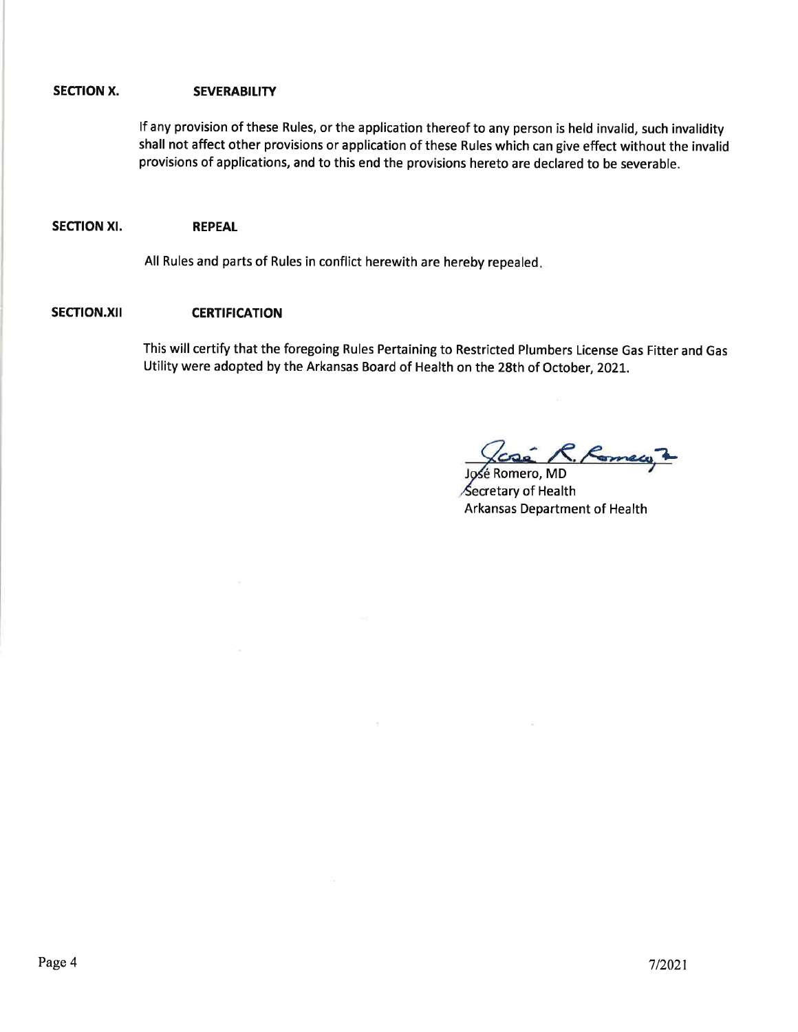**SECTION X. SEVERABILITY**

If any provision of these Rules, or the application thereof to any person is held invalid, such invalidity shall not affect other provisions or application of these Rules which can give effect without the invalid provisions of applications, and to this end the provisions hereto are declared to be severable.

**SECTION XI. REPEAL**

All Rules and parts of Rules in conflict herewith are hereby repealed.

**SECTION.XII CERTIFICATION**

This will certify that the foregoing Rules Pertaining to Restricted Plumbers License Gas Fitter and Gas Utility were adopted by the Arkansas Board of Health on the 28th of October, 2021.

José Romero, MD
Secretary of Health
Arkansas Department of Health

7/2021